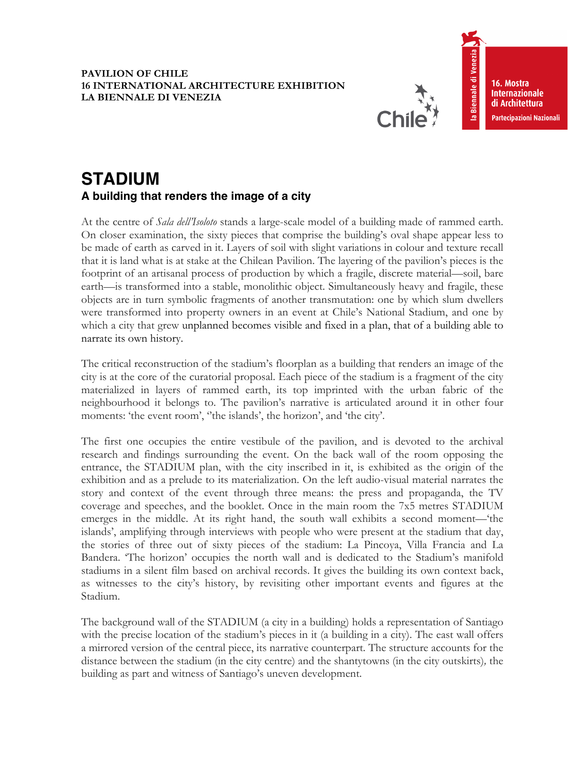**PAVILION OF CHILE**
**16 INTERNATIONAL ARCHITECTURE EXHIBITION**
**LA BIENNALE DI VENEZIA**

# STADIUM

## A building that renders the image of a city

At the centre of *Sala dell'Isoloto* stands a large-scale model of a building made of rammed earth. On closer examination, the sixty pieces that comprise the building's oval shape appear less to be made of earth as carved in it. Layers of soil with slight variations in colour and texture recall that it is land what is at stake at the Chilean Pavilion. The layering of the pavilion's pieces is the footprint of an artisanal process of production by which a fragile, discrete material—soil, bare earth—is transformed into a stable, monolithic object. Simultaneously heavy and fragile, these objects are in turn symbolic fragments of another transmutation: one by which slum dwellers were transformed into property owners in an event at Chile's National Stadium, and one by which a city that grew unplanned becomes visible and fixed in a plan, that of a building able to narrate its own history.

The critical reconstruction of the stadium's floorplan as a building that renders an image of the city is at the core of the curatorial proposal. Each piece of the stadium is a fragment of the city materialized in layers of rammed earth, its top imprinted with the urban fabric of the neighbourhood it belongs to. The pavilion's narrative is articulated around it in other four moments: 'the event room', ''the islands', the horizon', and 'the city'.

The first one occupies the entire vestibule of the pavilion, and is devoted to the archival research and findings surrounding the event. On the back wall of the room opposing the entrance, the STADIUM plan, with the city inscribed in it, is exhibited as the origin of the exhibition and as a prelude to its materialization. On the left audio-visual material narrates the story and context of the event through three means: the press and propaganda, the TV coverage and speeches, and the booklet. Once in the main room the 7x5 metres STADIUM emerges in the middle. At its right hand, the south wall exhibits a second moment—'the islands', amplifying through interviews with people who were present at the stadium that day, the stories of three out of sixty pieces of the stadium: La Pincoya, Villa Francia and La Bandera. 'The horizon' occupies the north wall and is dedicated to the Stadium's manifold stadiums in a silent film based on archival records. It gives the building its own context back, as witnesses to the city's history, by revisiting other important events and figures at the Stadium.

The background wall of the STADIUM (a city in a building) holds a representation of Santiago with the precise location of the stadium's pieces in it (a building in a city). The east wall offers a mirrored version of the central piece, its narrative counterpart. The structure accounts for the distance between the stadium (in the city centre) and the shantytowns (in the city outskirts), the building as part and witness of Santiago's uneven development.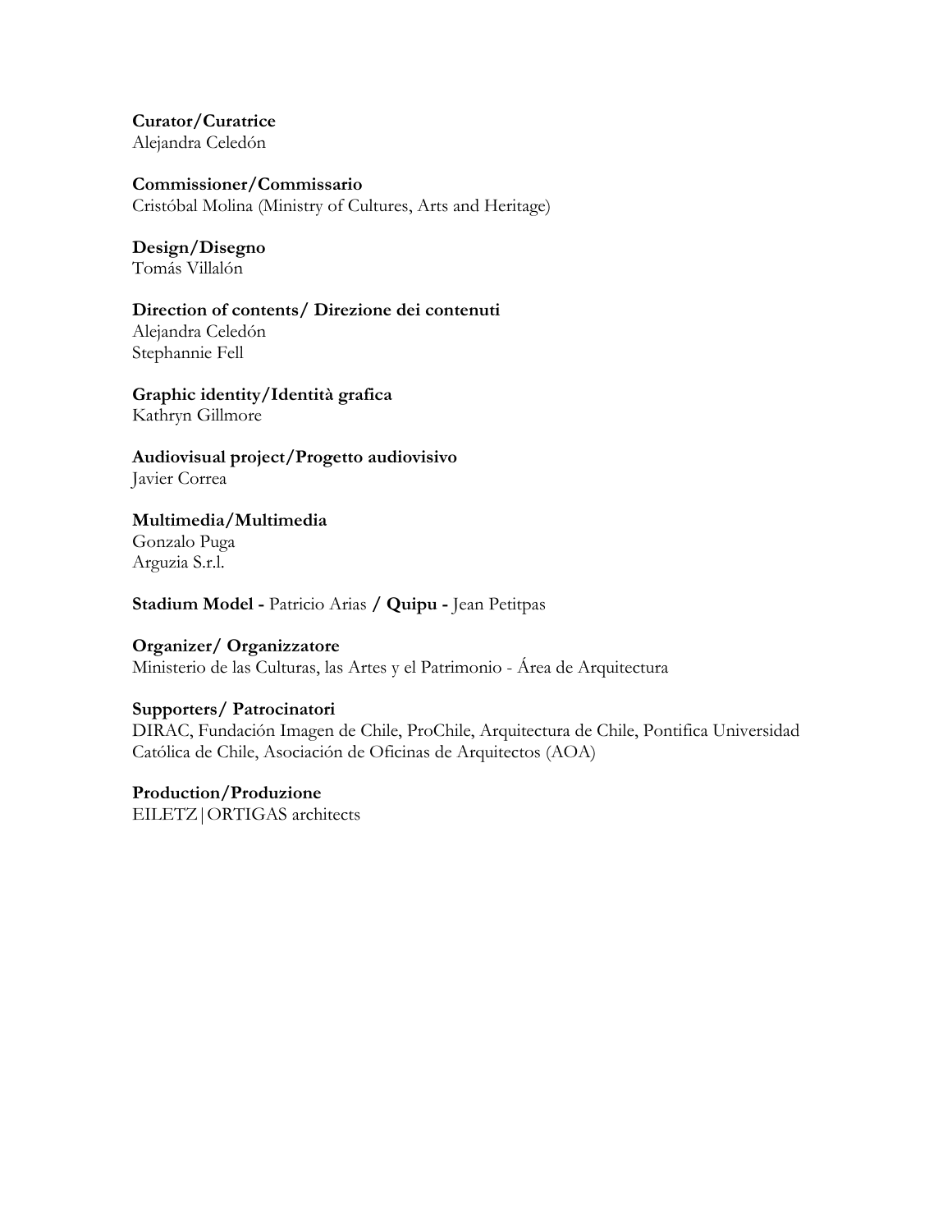**Curator/Curatrice**
Alejandra Celedón

**Commissioner/Commissario**
Cristóbal Molina (Ministry of Cultures, Arts and Heritage)

**Design/Disegno**
Tomás Villalón

**Direction of contents/ Direzione dei contenuti**
Alejandra Celedón
Stephannie Fell

**Graphic identity/Identità grafica**
Kathryn Gillmore

**Audiovisual project/Progetto audiovisivo**
Javier Correa

**Multimedia/Multimedia**
Gonzalo Puga
Arguzia S.r.l.

**Stadium Model -** Patricio Arias **/ Quipu -** Jean Petitpas

**Organizer/ Organizzatore**
Ministerio de las Culturas, las Artes y el Patrimonio - Área de Arquitectura

**Supporters/ Patrocinatori**
DIRAC, Fundación Imagen de Chile, ProChile, Arquitectura de Chile, Pontifica Universidad Católica de Chile, Asociación de Oficinas de Arquitectos (AOA)

**Production/Produzione**
EILETZ|ORTIGAS architects